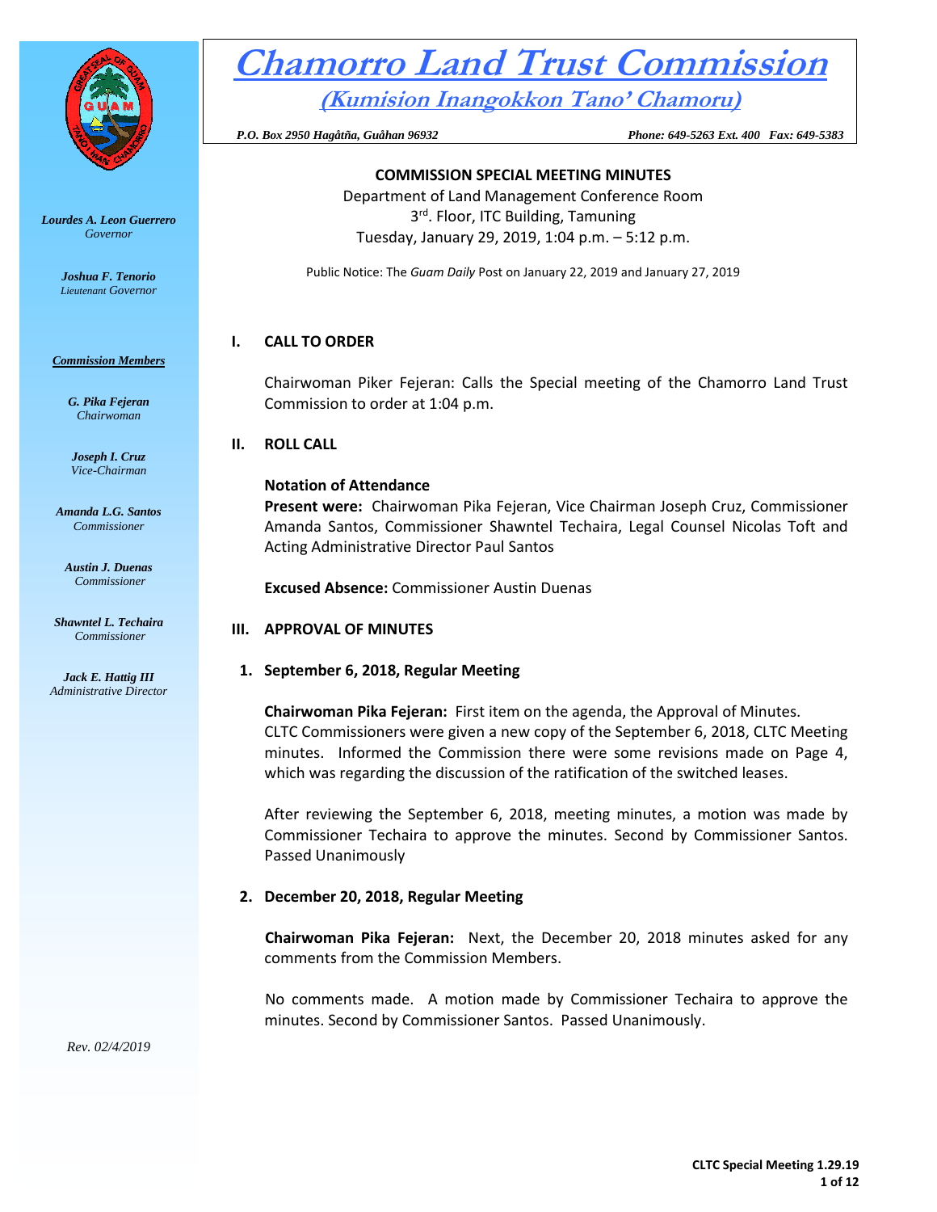# Chamorro Land Trust Commission

## (Kumision Inangokkon Tano' Chamoru)

*P.O. Box 2950 Hagåtña, Guåhan 96932* *Phone: 649-5263 Ext. 400 Fax: 649-5383*

*Lourdes A. Leon Guerrero*
*Governor*

*Joshua F. Tenorio*
*Lieutenant Governor*

***Commission Members***

*G. Pika Fejeran*
*Chairwoman*

*Joseph I. Cruz*
*Vice-Chairman*

*Amanda L.G. Santos*
*Commissioner*

*Austin J. Duenas*
*Commissioner*

*Shawntel L. Techaira*
*Commissioner*

*Jack E. Hattig III*
*Administrative Director*

*Rev. 02/4/2019*

**COMMISSION SPECIAL MEETING MINUTES**

Department of Land Management Conference Room
3rd. Floor, ITC Building, Tamuning
Tuesday, January 29, 2019, 1:04 p.m. – 5:12 p.m.

Public Notice: The *Guam Daily* Post on January 22, 2019 and January 27, 2019

## I. CALL TO ORDER

Chairwoman Piker Fejeran: Calls the Special meeting of the Chamorro Land Trust Commission to order at 1:04 p.m.

## II. ROLL CALL

**Notation of Attendance**

**Present were:** Chairwoman Pika Fejeran, Vice Chairman Joseph Cruz, Commissioner Amanda Santos, Commissioner Shawntel Techaira, Legal Counsel Nicolas Toft and Acting Administrative Director Paul Santos

**Excused Absence:** Commissioner Austin Duenas

## III. APPROVAL OF MINUTES

### 1. September 6, 2018, Regular Meeting

**Chairwoman Pika Fejeran:** First item on the agenda, the Approval of Minutes. CLTC Commissioners were given a new copy of the September 6, 2018, CLTC Meeting minutes. Informed the Commission there were some revisions made on Page 4, which was regarding the discussion of the ratification of the switched leases.

After reviewing the September 6, 2018, meeting minutes, a motion was made by Commissioner Techaira to approve the minutes. Second by Commissioner Santos. Passed Unanimously

### 2. December 20, 2018, Regular Meeting

**Chairwoman Pika Fejeran:** Next, the December 20, 2018 minutes asked for any comments from the Commission Members.

No comments made. A motion made by Commissioner Techaira to approve the minutes. Second by Commissioner Santos. Passed Unanimously.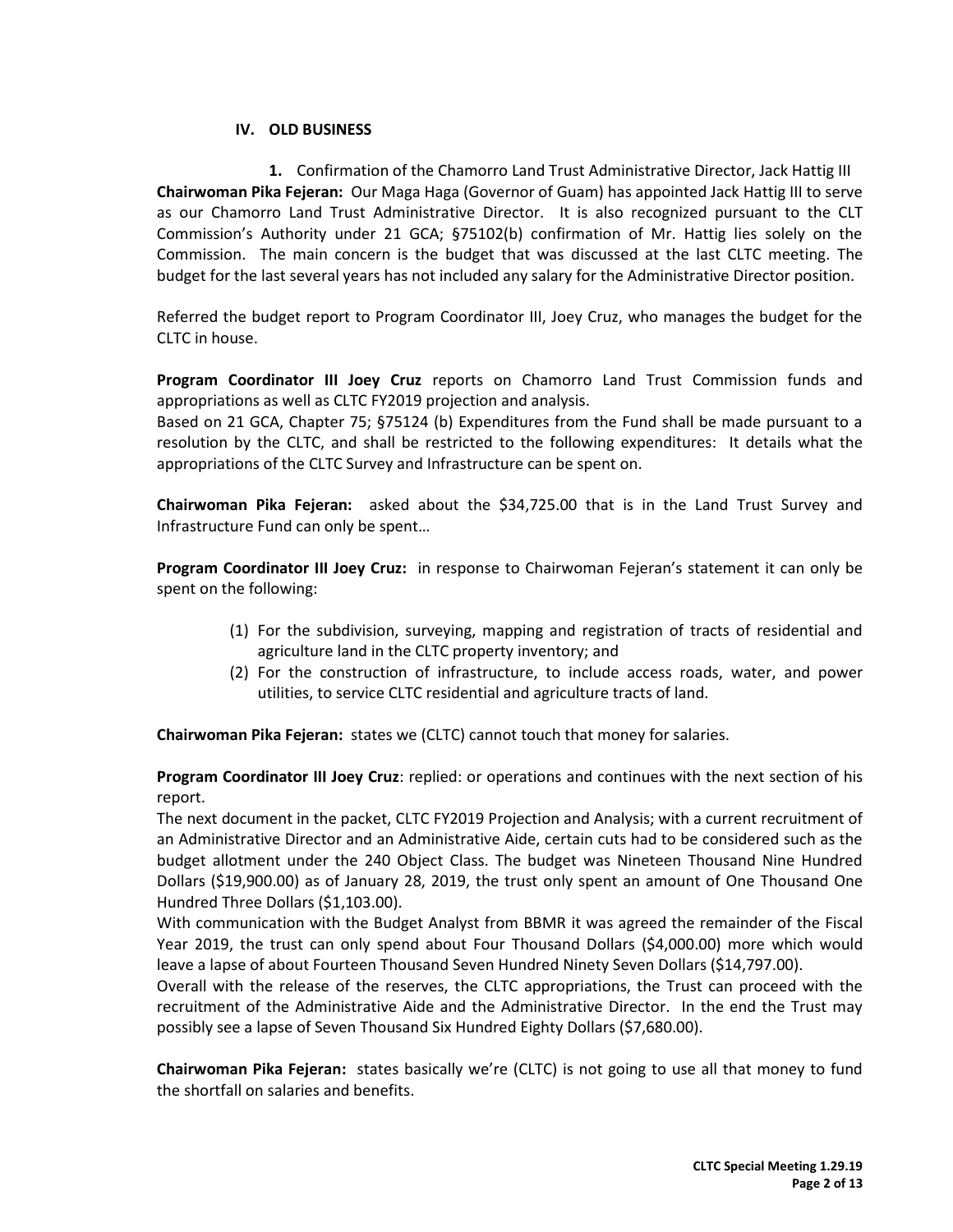## IV. OLD BUSINESS

**1.** Confirmation of the Chamorro Land Trust Administrative Director, Jack Hattig III

**Chairwoman Pika Fejeran:** Our Maga Haga (Governor of Guam) has appointed Jack Hattig III to serve as our Chamorro Land Trust Administrative Director. It is also recognized pursuant to the CLT Commission's Authority under 21 GCA; §75102(b) confirmation of Mr. Hattig lies solely on the Commission. The main concern is the budget that was discussed at the last CLTC meeting. The budget for the last several years has not included any salary for the Administrative Director position.

Referred the budget report to Program Coordinator III, Joey Cruz, who manages the budget for the CLTC in house.

**Program Coordinator III Joey Cruz** reports on Chamorro Land Trust Commission funds and appropriations as well as CLTC FY2019 projection and analysis.
Based on 21 GCA, Chapter 75; §75124 (b) Expenditures from the Fund shall be made pursuant to a resolution by the CLTC, and shall be restricted to the following expenditures: It details what the appropriations of the CLTC Survey and Infrastructure can be spent on.

**Chairwoman Pika Fejeran:** asked about the $34,725.00 that is in the Land Trust Survey and Infrastructure Fund can only be spent…

**Program Coordinator III Joey Cruz:** in response to Chairwoman Fejeran's statement it can only be spent on the following:

(1) For the subdivision, surveying, mapping and registration of tracts of residential and agriculture land in the CLTC property inventory; and
(2) For the construction of infrastructure, to include access roads, water, and power utilities, to service CLTC residential and agriculture tracts of land.

**Chairwoman Pika Fejeran:** states we (CLTC) cannot touch that money for salaries.

**Program Coordinator III Joey Cruz**: replied: or operations and continues with the next section of his report.
The next document in the packet, CLTC FY2019 Projection and Analysis; with a current recruitment of an Administrative Director and an Administrative Aide, certain cuts had to be considered such as the budget allotment under the 240 Object Class. The budget was Nineteen Thousand Nine Hundred Dollars ($19,900.00) as of January 28, 2019, the trust only spent an amount of One Thousand One Hundred Three Dollars ($1,103.00).
With communication with the Budget Analyst from BBMR it was agreed the remainder of the Fiscal Year 2019, the trust can only spend about Four Thousand Dollars ($4,000.00) more which would leave a lapse of about Fourteen Thousand Seven Hundred Ninety Seven Dollars ($14,797.00).
Overall with the release of the reserves, the CLTC appropriations, the Trust can proceed with the recruitment of the Administrative Aide and the Administrative Director. In the end the Trust may possibly see a lapse of Seven Thousand Six Hundred Eighty Dollars ($7,680.00).

**Chairwoman Pika Fejeran:** states basically we're (CLTC) is not going to use all that money to fund the shortfall on salaries and benefits.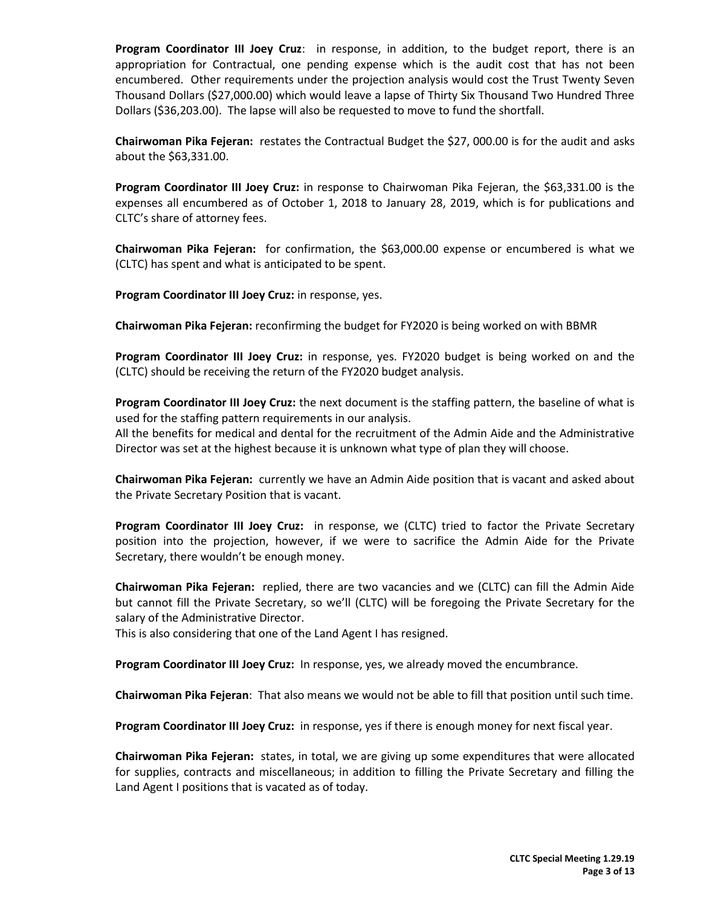**Program Coordinator III Joey Cruz**: in response, in addition, to the budget report, there is an appropriation for Contractual, one pending expense which is the audit cost that has not been encumbered. Other requirements under the projection analysis would cost the Trust Twenty Seven Thousand Dollars ($27,000.00) which would leave a lapse of Thirty Six Thousand Two Hundred Three Dollars ($36,203.00). The lapse will also be requested to move to fund the shortfall.

**Chairwoman Pika Fejeran:** restates the Contractual Budget the $27, 000.00 is for the audit and asks about the $63,331.00.

**Program Coordinator III Joey Cruz:** in response to Chairwoman Pika Fejeran, the $63,331.00 is the expenses all encumbered as of October 1, 2018 to January 28, 2019, which is for publications and CLTC's share of attorney fees.

**Chairwoman Pika Fejeran:** for confirmation, the $63,000.00 expense or encumbered is what we (CLTC) has spent and what is anticipated to be spent.

**Program Coordinator III Joey Cruz:** in response, yes.

**Chairwoman Pika Fejeran:** reconfirming the budget for FY2020 is being worked on with BBMR

**Program Coordinator III Joey Cruz:** in response, yes. FY2020 budget is being worked on and the (CLTC) should be receiving the return of the FY2020 budget analysis.

**Program Coordinator III Joey Cruz:** the next document is the staffing pattern, the baseline of what is used for the staffing pattern requirements in our analysis.
All the benefits for medical and dental for the recruitment of the Admin Aide and the Administrative Director was set at the highest because it is unknown what type of plan they will choose.

**Chairwoman Pika Fejeran:** currently we have an Admin Aide position that is vacant and asked about the Private Secretary Position that is vacant.

**Program Coordinator III Joey Cruz:** in response, we (CLTC) tried to factor the Private Secretary position into the projection, however, if we were to sacrifice the Admin Aide for the Private Secretary, there wouldn't be enough money.

**Chairwoman Pika Fejeran:** replied, there are two vacancies and we (CLTC) can fill the Admin Aide but cannot fill the Private Secretary, so we'll (CLTC) will be foregoing the Private Secretary for the salary of the Administrative Director.
This is also considering that one of the Land Agent I has resigned.

**Program Coordinator III Joey Cruz:** In response, yes, we already moved the encumbrance.

**Chairwoman Pika Fejeran**: That also means we would not be able to fill that position until such time.

**Program Coordinator III Joey Cruz:** in response, yes if there is enough money for next fiscal year.

**Chairwoman Pika Fejeran:** states, in total, we are giving up some expenditures that were allocated for supplies, contracts and miscellaneous; in addition to filling the Private Secretary and filling the Land Agent I positions that is vacated as of today.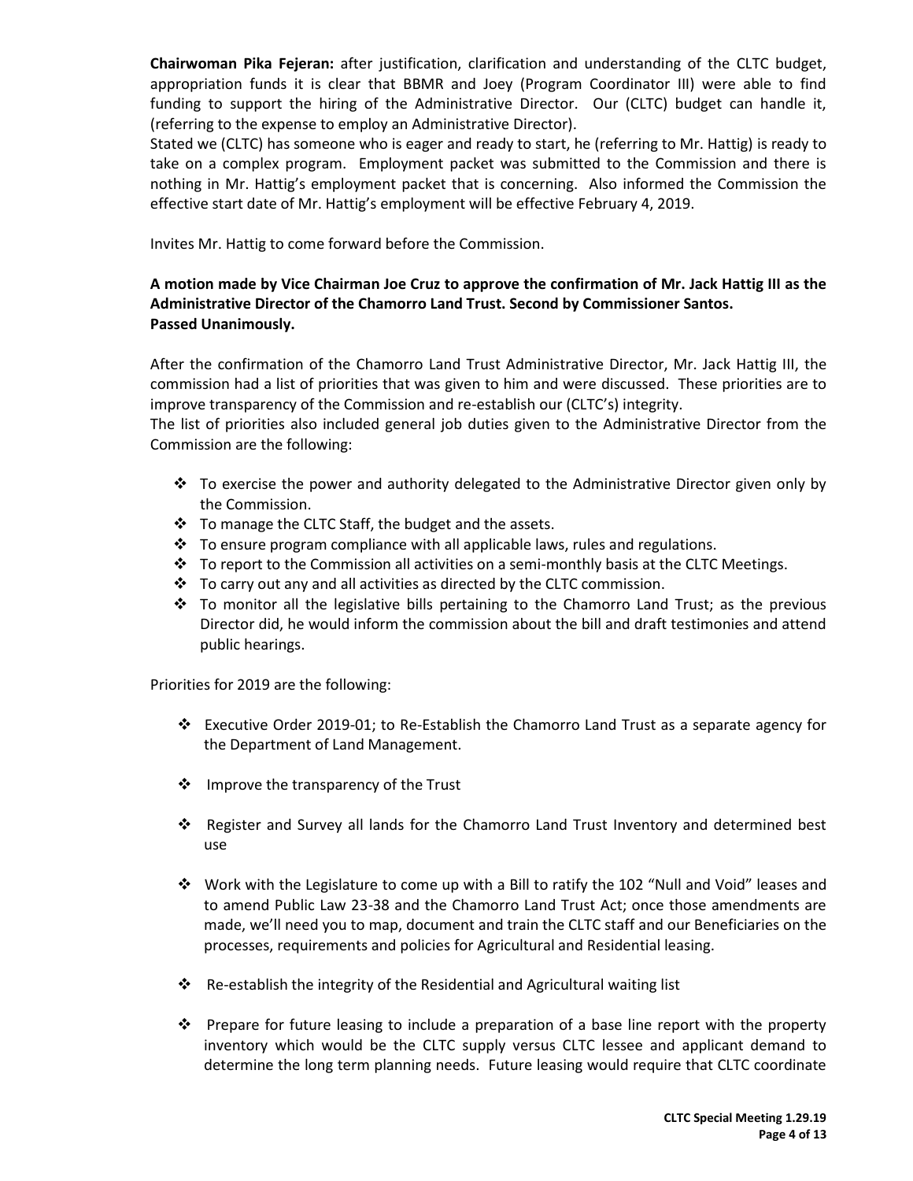**Chairwoman Pika Fejeran:** after justification, clarification and understanding of the CLTC budget, appropriation funds it is clear that BBMR and Joey (Program Coordinator III) were able to find funding to support the hiring of the Administrative Director. Our (CLTC) budget can handle it, (referring to the expense to employ an Administrative Director).

Stated we (CLTC) has someone who is eager and ready to start, he (referring to Mr. Hattig) is ready to take on a complex program. Employment packet was submitted to the Commission and there is nothing in Mr. Hattig's employment packet that is concerning. Also informed the Commission the effective start date of Mr. Hattig's employment will be effective February 4, 2019.

Invites Mr. Hattig to come forward before the Commission.

**A motion made by Vice Chairman Joe Cruz to approve the confirmation of Mr. Jack Hattig III as the Administrative Director of the Chamorro Land Trust. Second by Commissioner Santos.**
**Passed Unanimously.**

After the confirmation of the Chamorro Land Trust Administrative Director, Mr. Jack Hattig III, the commission had a list of priorities that was given to him and were discussed. These priorities are to improve transparency of the Commission and re-establish our (CLTC's) integrity.

The list of priorities also included general job duties given to the Administrative Director from the Commission are the following:

- To exercise the power and authority delegated to the Administrative Director given only by the Commission.
- To manage the CLTC Staff, the budget and the assets.
- To ensure program compliance with all applicable laws, rules and regulations.
- To report to the Commission all activities on a semi-monthly basis at the CLTC Meetings.
- To carry out any and all activities as directed by the CLTC commission.
- To monitor all the legislative bills pertaining to the Chamorro Land Trust; as the previous Director did, he would inform the commission about the bill and draft testimonies and attend public hearings.

Priorities for 2019 are the following:

- Executive Order 2019-01; to Re-Establish the Chamorro Land Trust as a separate agency for the Department of Land Management.
- Improve the transparency of the Trust
- Register and Survey all lands for the Chamorro Land Trust Inventory and determined best use
- Work with the Legislature to come up with a Bill to ratify the 102 "Null and Void" leases and to amend Public Law 23-38 and the Chamorro Land Trust Act; once those amendments are made, we'll need you to map, document and train the CLTC staff and our Beneficiaries on the processes, requirements and policies for Agricultural and Residential leasing.
- Re-establish the integrity of the Residential and Agricultural waiting list
- Prepare for future leasing to include a preparation of a base line report with the property inventory which would be the CLTC supply versus CLTC lessee and applicant demand to determine the long term planning needs. Future leasing would require that CLTC coordinate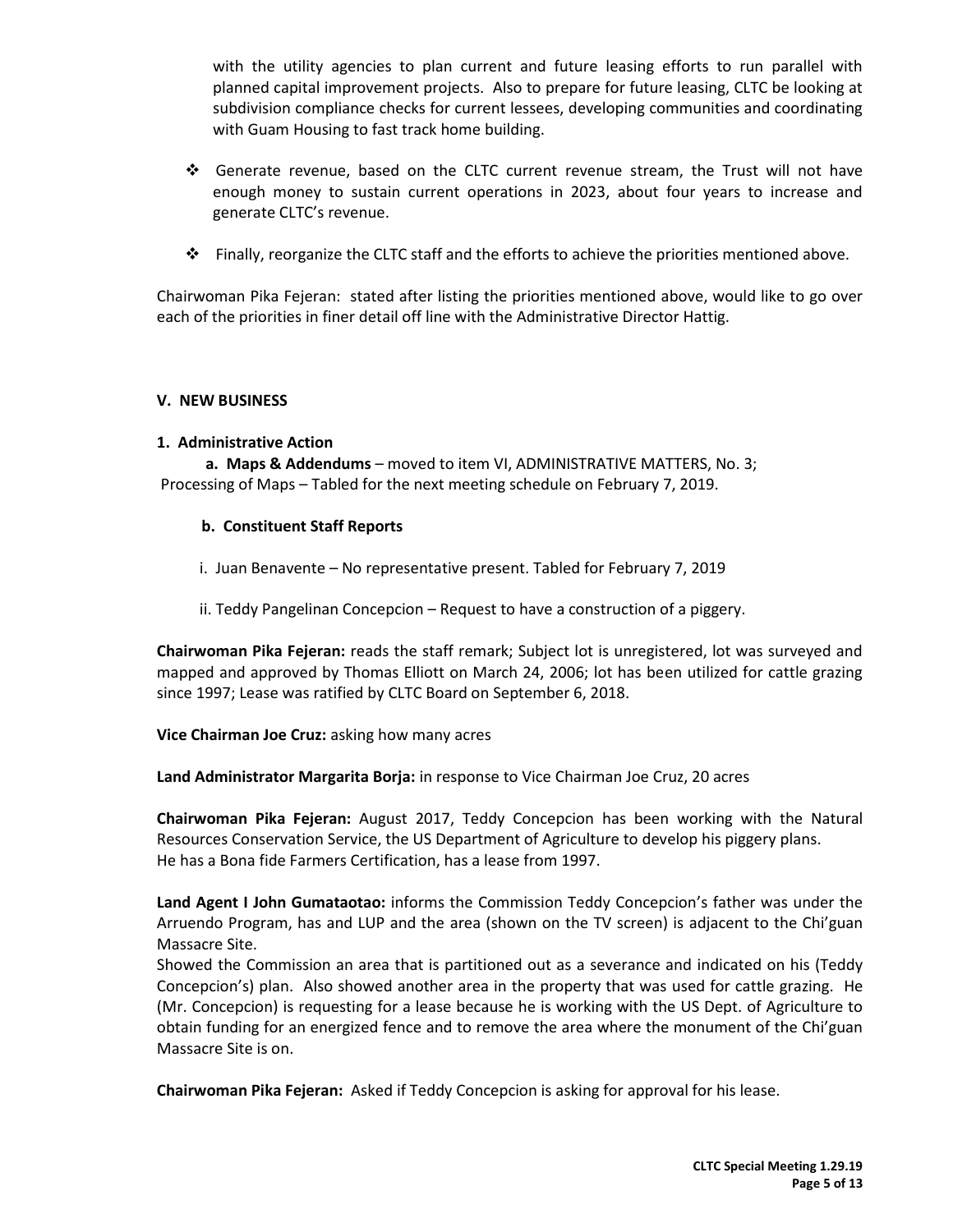with the utility agencies to plan current and future leasing efforts to run parallel with planned capital improvement projects. Also to prepare for future leasing, CLTC be looking at subdivision compliance checks for current lessees, developing communities and coordinating with Guam Housing to fast track home building.

- ❖ Generate revenue, based on the CLTC current revenue stream, the Trust will not have enough money to sustain current operations in 2023, about four years to increase and generate CLTC's revenue.

- ❖ Finally, reorganize the CLTC staff and the efforts to achieve the priorities mentioned above.

Chairwoman Pika Fejeran: stated after listing the priorities mentioned above, would like to go over each of the priorities in finer detail off line with the Administrative Director Hattig.

**V. NEW BUSINESS**

**1. Administrative Action**

**a. Maps & Addendums** – moved to item VI, ADMINISTRATIVE MATTERS, No. 3; Processing of Maps – Tabled for the next meeting schedule on February 7, 2019.

**b. Constituent Staff Reports**

i. Juan Benavente – No representative present. Tabled for February 7, 2019

ii. Teddy Pangelinan Concepcion – Request to have a construction of a piggery.

**Chairwoman Pika Fejeran:** reads the staff remark; Subject lot is unregistered, lot was surveyed and mapped and approved by Thomas Elliott on March 24, 2006; lot has been utilized for cattle grazing since 1997; Lease was ratified by CLTC Board on September 6, 2018.

**Vice Chairman Joe Cruz:** asking how many acres

**Land Administrator Margarita Borja:** in response to Vice Chairman Joe Cruz, 20 acres

**Chairwoman Pika Fejeran:** August 2017, Teddy Concepcion has been working with the Natural Resources Conservation Service, the US Department of Agriculture to develop his piggery plans. He has a Bona fide Farmers Certification, has a lease from 1997.

**Land Agent I John Gumataotao:** informs the Commission Teddy Concepcion's father was under the Arruendo Program, has and LUP and the area (shown on the TV screen) is adjacent to the Chi'guan Massacre Site.
Showed the Commission an area that is partitioned out as a severance and indicated on his (Teddy Concepcion's) plan. Also showed another area in the property that was used for cattle grazing. He (Mr. Concepcion) is requesting for a lease because he is working with the US Dept. of Agriculture to obtain funding for an energized fence and to remove the area where the monument of the Chi'guan Massacre Site is on.

**Chairwoman Pika Fejeran:** Asked if Teddy Concepcion is asking for approval for his lease.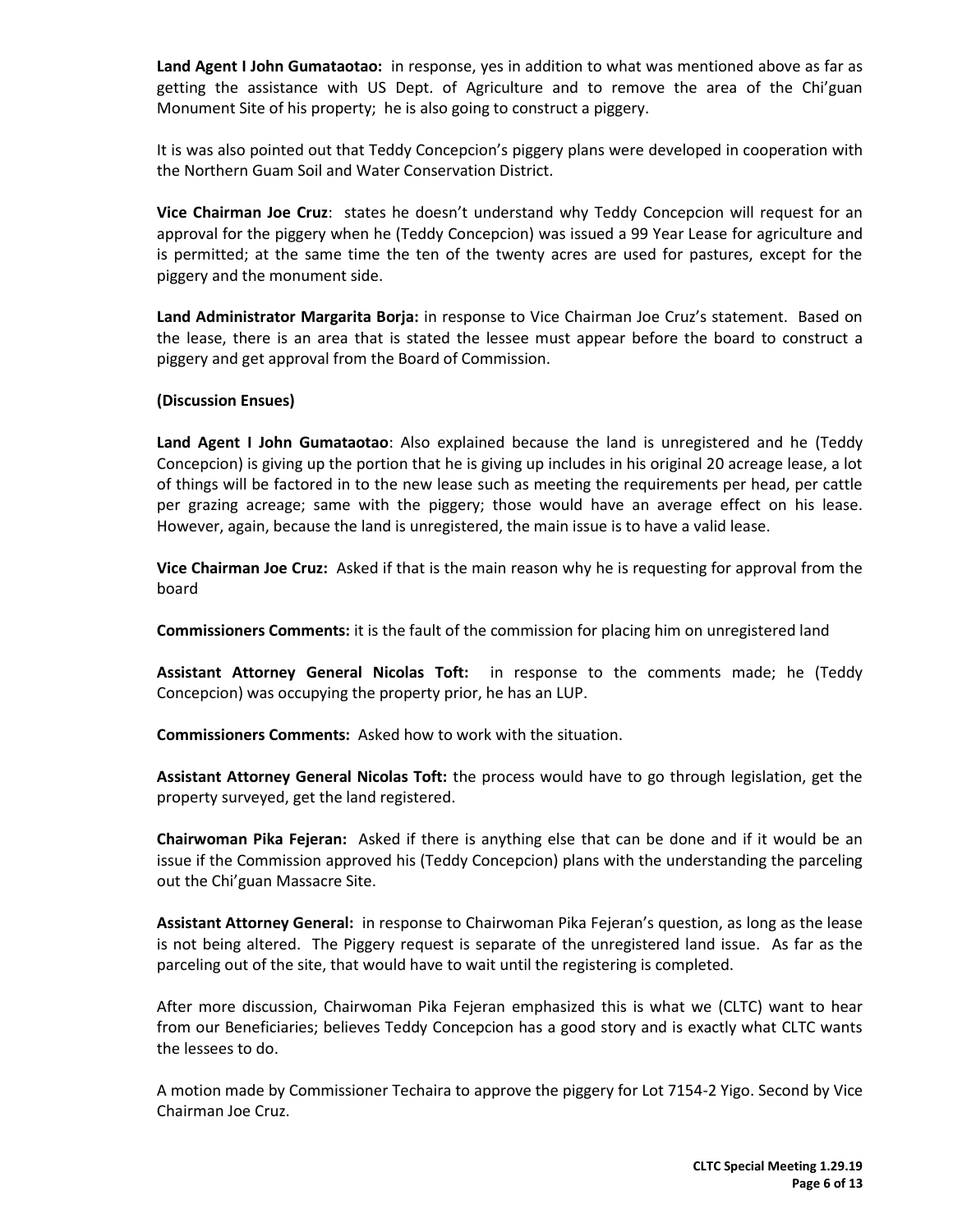**Land Agent I John Gumataotao:** in response, yes in addition to what was mentioned above as far as getting the assistance with US Dept. of Agriculture and to remove the area of the Chi'guan Monument Site of his property; he is also going to construct a piggery.

It is was also pointed out that Teddy Concepcion's piggery plans were developed in cooperation with the Northern Guam Soil and Water Conservation District.

**Vice Chairman Joe Cruz**: states he doesn't understand why Teddy Concepcion will request for an approval for the piggery when he (Teddy Concepcion) was issued a 99 Year Lease for agriculture and is permitted; at the same time the ten of the twenty acres are used for pastures, except for the piggery and the monument side.

**Land Administrator Margarita Borja:** in response to Vice Chairman Joe Cruz's statement. Based on the lease, there is an area that is stated the lessee must appear before the board to construct a piggery and get approval from the Board of Commission.

**(Discussion Ensues)**

**Land Agent I John Gumataotao**: Also explained because the land is unregistered and he (Teddy Concepcion) is giving up the portion that he is giving up includes in his original 20 acreage lease, a lot of things will be factored in to the new lease such as meeting the requirements per head, per cattle per grazing acreage; same with the piggery; those would have an average effect on his lease. However, again, because the land is unregistered, the main issue is to have a valid lease.

**Vice Chairman Joe Cruz:** Asked if that is the main reason why he is requesting for approval from the board

**Commissioners Comments:** it is the fault of the commission for placing him on unregistered land

**Assistant Attorney General Nicolas Toft:** in response to the comments made; he (Teddy Concepcion) was occupying the property prior, he has an LUP.

**Commissioners Comments:** Asked how to work with the situation.

**Assistant Attorney General Nicolas Toft:** the process would have to go through legislation, get the property surveyed, get the land registered.

**Chairwoman Pika Fejeran:** Asked if there is anything else that can be done and if it would be an issue if the Commission approved his (Teddy Concepcion) plans with the understanding the parceling out the Chi'guan Massacre Site.

**Assistant Attorney General:** in response to Chairwoman Pika Fejeran's question, as long as the lease is not being altered. The Piggery request is separate of the unregistered land issue. As far as the parceling out of the site, that would have to wait until the registering is completed.

After more discussion, Chairwoman Pika Fejeran emphasized this is what we (CLTC) want to hear from our Beneficiaries; believes Teddy Concepcion has a good story and is exactly what CLTC wants the lessees to do.

A motion made by Commissioner Techaira to approve the piggery for Lot 7154-2 Yigo. Second by Vice Chairman Joe Cruz.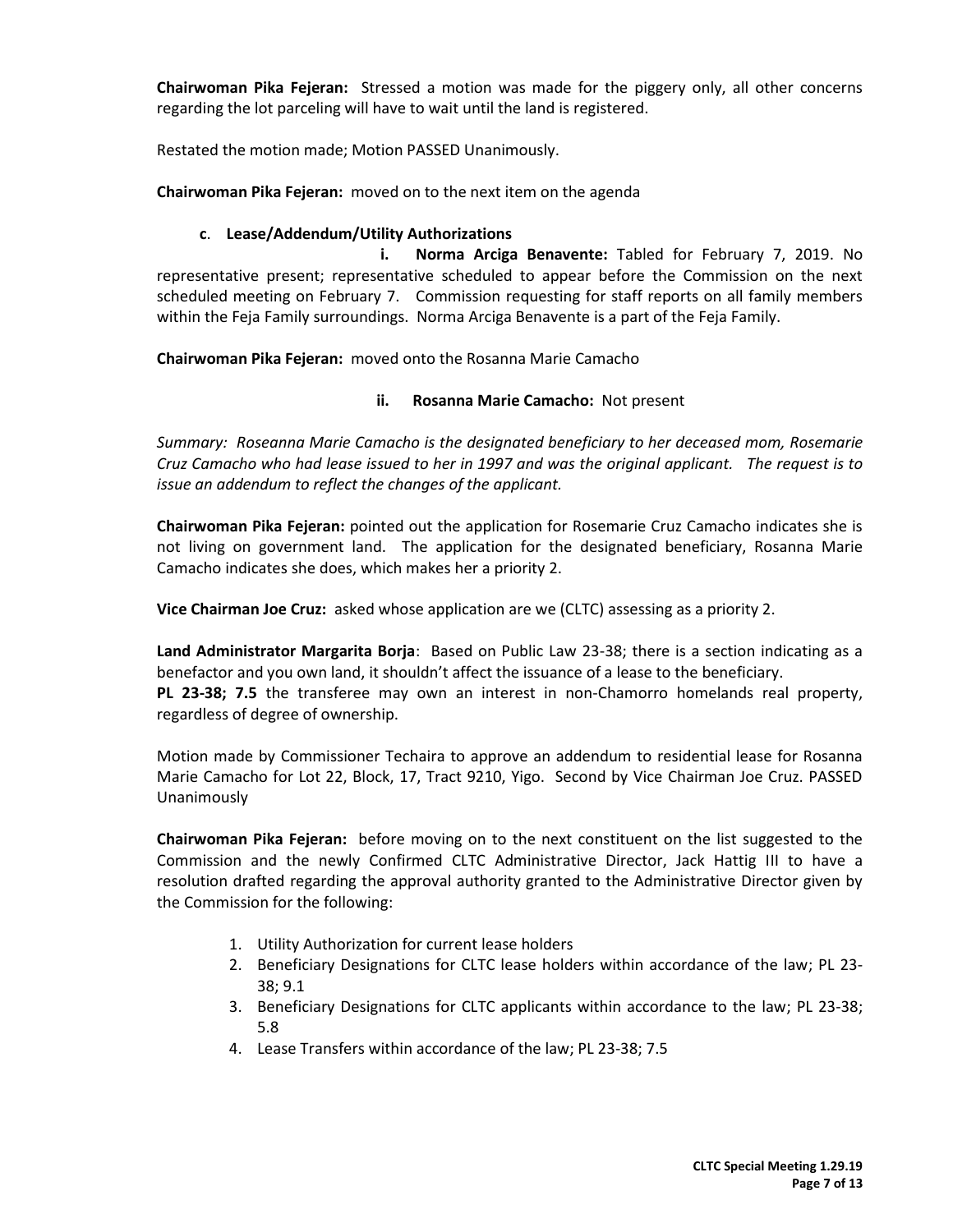**Chairwoman Pika Fejeran:** Stressed a motion was made for the piggery only, all other concerns regarding the lot parceling will have to wait until the land is registered.

Restated the motion made; Motion PASSED Unanimously.

**Chairwoman Pika Fejeran:** moved on to the next item on the agenda

**c. Lease/Addendum/Utility Authorizations**

**i. Norma Arciga Benavente:** Tabled for February 7, 2019. No representative present; representative scheduled to appear before the Commission on the next scheduled meeting on February 7. Commission requesting for staff reports on all family members within the Feja Family surroundings. Norma Arciga Benavente is a part of the Feja Family.

**Chairwoman Pika Fejeran:** moved onto the Rosanna Marie Camacho

**ii. Rosanna Marie Camacho:** Not present

*Summary: Roseanna Marie Camacho is the designated beneficiary to her deceased mom, Rosemarie Cruz Camacho who had lease issued to her in 1997 and was the original applicant. The request is to issue an addendum to reflect the changes of the applicant.*

**Chairwoman Pika Fejeran:** pointed out the application for Rosemarie Cruz Camacho indicates she is not living on government land. The application for the designated beneficiary, Rosanna Marie Camacho indicates she does, which makes her a priority 2.

**Vice Chairman Joe Cruz:** asked whose application are we (CLTC) assessing as a priority 2.

**Land Administrator Margarita Borja**: Based on Public Law 23-38; there is a section indicating as a benefactor and you own land, it shouldn't affect the issuance of a lease to the beneficiary.
**PL 23-38; 7.5** the transferee may own an interest in non-Chamorro homelands real property, regardless of degree of ownership.

Motion made by Commissioner Techaira to approve an addendum to residential lease for Rosanna Marie Camacho for Lot 22, Block, 17, Tract 9210, Yigo. Second by Vice Chairman Joe Cruz. PASSED Unanimously

**Chairwoman Pika Fejeran:** before moving on to the next constituent on the list suggested to the Commission and the newly Confirmed CLTC Administrative Director, Jack Hattig III to have a resolution drafted regarding the approval authority granted to the Administrative Director given by the Commission for the following:

1. Utility Authorization for current lease holders
2. Beneficiary Designations for CLTC lease holders within accordance of the law; PL 23-38; 9.1
3. Beneficiary Designations for CLTC applicants within accordance to the law; PL 23-38; 5.8
4. Lease Transfers within accordance of the law; PL 23-38; 7.5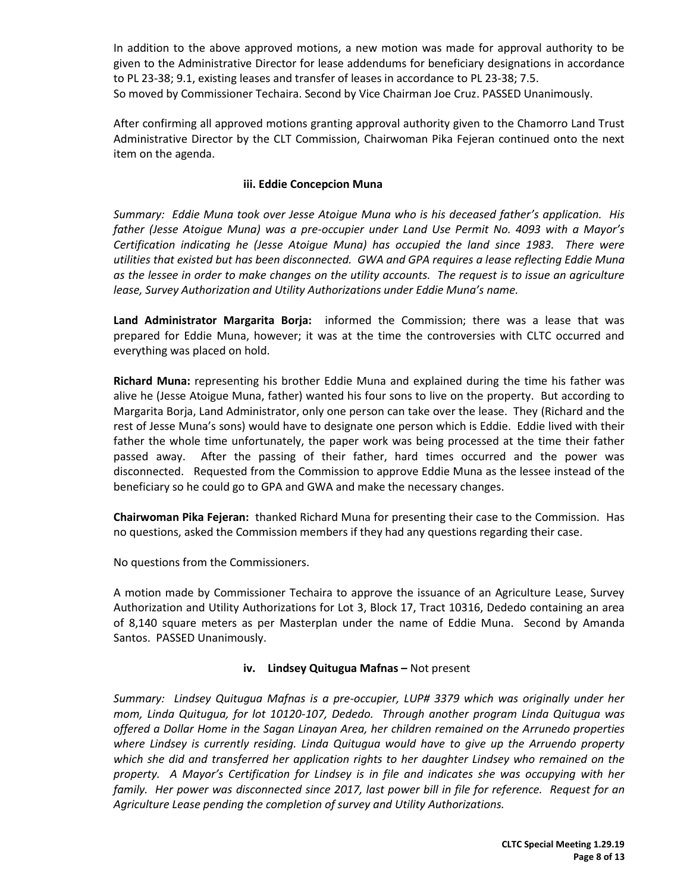In addition to the above approved motions, a new motion was made for approval authority to be given to the Administrative Director for lease addendums for beneficiary designations in accordance to PL 23-38; 9.1, existing leases and transfer of leases in accordance to PL 23-38; 7.5.
So moved by Commissioner Techaira. Second by Vice Chairman Joe Cruz. PASSED Unanimously.

After confirming all approved motions granting approval authority given to the Chamorro Land Trust Administrative Director by the CLT Commission, Chairwoman Pika Fejeran continued onto the next item on the agenda.

**iii. Eddie Concepcion Muna**

*Summary: Eddie Muna took over Jesse Atoigue Muna who is his deceased father's application. His father (Jesse Atoigue Muna) was a pre-occupier under Land Use Permit No. 4093 with a Mayor's Certification indicating he (Jesse Atoigue Muna) has occupied the land since 1983. There were utilities that existed but has been disconnected. GWA and GPA requires a lease reflecting Eddie Muna as the lessee in order to make changes on the utility accounts. The request is to issue an agriculture lease, Survey Authorization and Utility Authorizations under Eddie Muna's name.*

**Land Administrator Margarita Borja:** informed the Commission; there was a lease that was prepared for Eddie Muna, however; it was at the time the controversies with CLTC occurred and everything was placed on hold.

**Richard Muna:** representing his brother Eddie Muna and explained during the time his father was alive he (Jesse Atoigue Muna, father) wanted his four sons to live on the property. But according to Margarita Borja, Land Administrator, only one person can take over the lease. They (Richard and the rest of Jesse Muna's sons) would have to designate one person which is Eddie. Eddie lived with their father the whole time unfortunately, the paper work was being processed at the time their father passed away. After the passing of their father, hard times occurred and the power was disconnected. Requested from the Commission to approve Eddie Muna as the lessee instead of the beneficiary so he could go to GPA and GWA and make the necessary changes.

**Chairwoman Pika Fejeran:** thanked Richard Muna for presenting their case to the Commission. Has no questions, asked the Commission members if they had any questions regarding their case.

No questions from the Commissioners.

A motion made by Commissioner Techaira to approve the issuance of an Agriculture Lease, Survey Authorization and Utility Authorizations for Lot 3, Block 17, Tract 10316, Dededo containing an area of 8,140 square meters as per Masterplan under the name of Eddie Muna. Second by Amanda Santos. PASSED Unanimously.

**iv. Lindsey Quitugua Mafnas –** Not present

*Summary: Lindsey Quitugua Mafnas is a pre-occupier, LUP# 3379 which was originally under her mom, Linda Quitugua, for lot 10120-107, Dededo. Through another program Linda Quitugua was offered a Dollar Home in the Sagan Linayan Area, her children remained on the Arrunedo properties where Lindsey is currently residing. Linda Quitugua would have to give up the Arruendo property which she did and transferred her application rights to her daughter Lindsey who remained on the property. A Mayor's Certification for Lindsey is in file and indicates she was occupying with her family. Her power was disconnected since 2017, last power bill in file for reference. Request for an Agriculture Lease pending the completion of survey and Utility Authorizations.*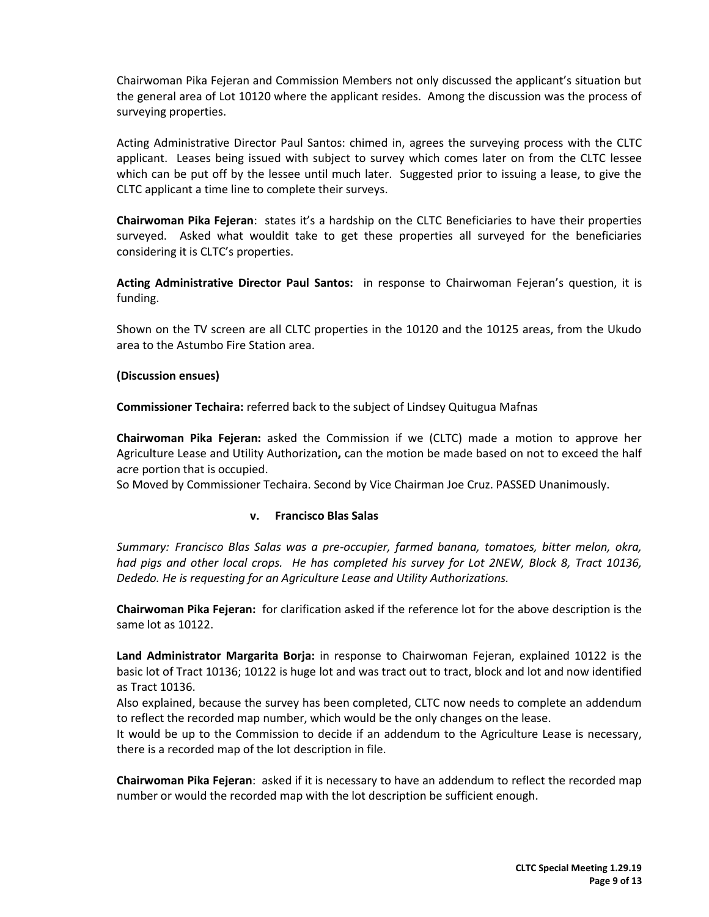Chairwoman Pika Fejeran and Commission Members not only discussed the applicant's situation but the general area of Lot 10120 where the applicant resides. Among the discussion was the process of surveying properties.

Acting Administrative Director Paul Santos: chimed in, agrees the surveying process with the CLTC applicant. Leases being issued with subject to survey which comes later on from the CLTC lessee which can be put off by the lessee until much later. Suggested prior to issuing a lease, to give the CLTC applicant a time line to complete their surveys.

**Chairwoman Pika Fejeran**: states it's a hardship on the CLTC Beneficiaries to have their properties surveyed. Asked what wouldit take to get these properties all surveyed for the beneficiaries considering it is CLTC's properties.

**Acting Administrative Director Paul Santos:** in response to Chairwoman Fejeran's question, it is funding.

Shown on the TV screen are all CLTC properties in the 10120 and the 10125 areas, from the Ukudo area to the Astumbo Fire Station area.

**(Discussion ensues)**

**Commissioner Techaira:** referred back to the subject of Lindsey Quitugua Mafnas

**Chairwoman Pika Fejeran:** asked the Commission if we (CLTC) made a motion to approve her Agriculture Lease and Utility Authorization**,** can the motion be made based on not to exceed the half acre portion that is occupied.
So Moved by Commissioner Techaira. Second by Vice Chairman Joe Cruz. PASSED Unanimously.

**v. Francisco Blas Salas**

*Summary: Francisco Blas Salas was a pre-occupier, farmed banana, tomatoes, bitter melon, okra, had pigs and other local crops. He has completed his survey for Lot 2NEW, Block 8, Tract 10136, Dededo. He is requesting for an Agriculture Lease and Utility Authorizations.*

**Chairwoman Pika Fejeran:** for clarification asked if the reference lot for the above description is the same lot as 10122.

**Land Administrator Margarita Borja:** in response to Chairwoman Fejeran, explained 10122 is the basic lot of Tract 10136; 10122 is huge lot and was tract out to tract, block and lot and now identified as Tract 10136.
Also explained, because the survey has been completed, CLTC now needs to complete an addendum to reflect the recorded map number, which would be the only changes on the lease.
It would be up to the Commission to decide if an addendum to the Agriculture Lease is necessary, there is a recorded map of the lot description in file.

**Chairwoman Pika Fejeran**: asked if it is necessary to have an addendum to reflect the recorded map number or would the recorded map with the lot description be sufficient enough.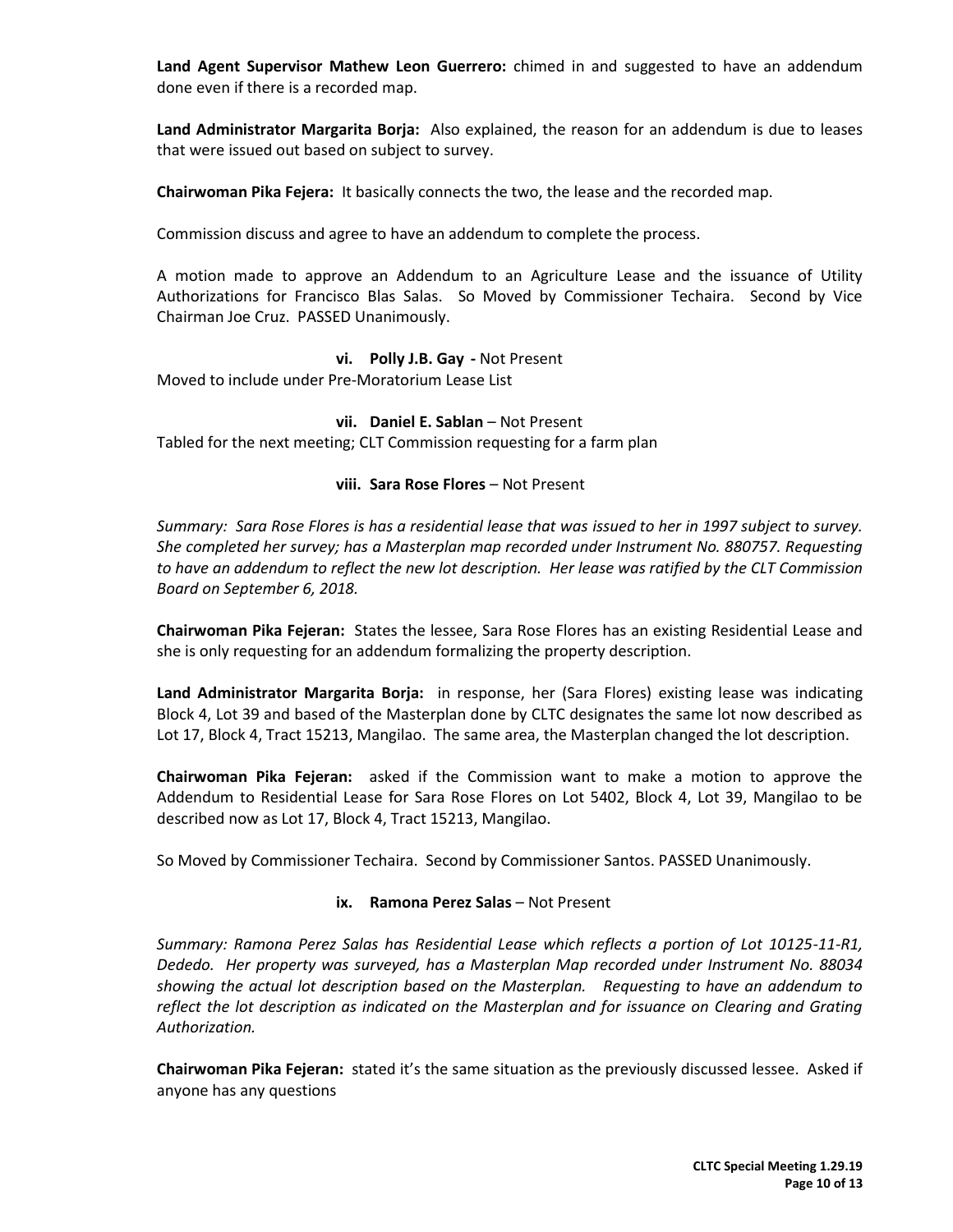**Land Agent Supervisor Mathew Leon Guerrero:** chimed in and suggested to have an addendum done even if there is a recorded map.

**Land Administrator Margarita Borja:** Also explained, the reason for an addendum is due to leases that were issued out based on subject to survey.

**Chairwoman Pika Fejera:** It basically connects the two, the lease and the recorded map.

Commission discuss and agree to have an addendum to complete the process.

A motion made to approve an Addendum to an Agriculture Lease and the issuance of Utility Authorizations for Francisco Blas Salas. So Moved by Commissioner Techaira. Second by Vice Chairman Joe Cruz. PASSED Unanimously.

**vi. Polly J.B. Gay -** Not Present

Moved to include under Pre-Moratorium Lease List

**vii. Daniel E. Sablan** – Not Present

Tabled for the next meeting; CLT Commission requesting for a farm plan

**viii. Sara Rose Flores** – Not Present

*Summary: Sara Rose Flores is has a residential lease that was issued to her in 1997 subject to survey. She completed her survey; has a Masterplan map recorded under Instrument No. 880757. Requesting to have an addendum to reflect the new lot description. Her lease was ratified by the CLT Commission Board on September 6, 2018.*

**Chairwoman Pika Fejeran:** States the lessee, Sara Rose Flores has an existing Residential Lease and she is only requesting for an addendum formalizing the property description.

**Land Administrator Margarita Borja:** in response, her (Sara Flores) existing lease was indicating Block 4, Lot 39 and based of the Masterplan done by CLTC designates the same lot now described as Lot 17, Block 4, Tract 15213, Mangilao. The same area, the Masterplan changed the lot description.

**Chairwoman Pika Fejeran:** asked if the Commission want to make a motion to approve the Addendum to Residential Lease for Sara Rose Flores on Lot 5402, Block 4, Lot 39, Mangilao to be described now as Lot 17, Block 4, Tract 15213, Mangilao.

So Moved by Commissioner Techaira. Second by Commissioner Santos. PASSED Unanimously.

**ix. Ramona Perez Salas** – Not Present

*Summary: Ramona Perez Salas has Residential Lease which reflects a portion of Lot 10125-11-R1, Dededo. Her property was surveyed, has a Masterplan Map recorded under Instrument No. 88034 showing the actual lot description based on the Masterplan. Requesting to have an addendum to reflect the lot description as indicated on the Masterplan and for issuance on Clearing and Grating Authorization.*

**Chairwoman Pika Fejeran:** stated it's the same situation as the previously discussed lessee. Asked if anyone has any questions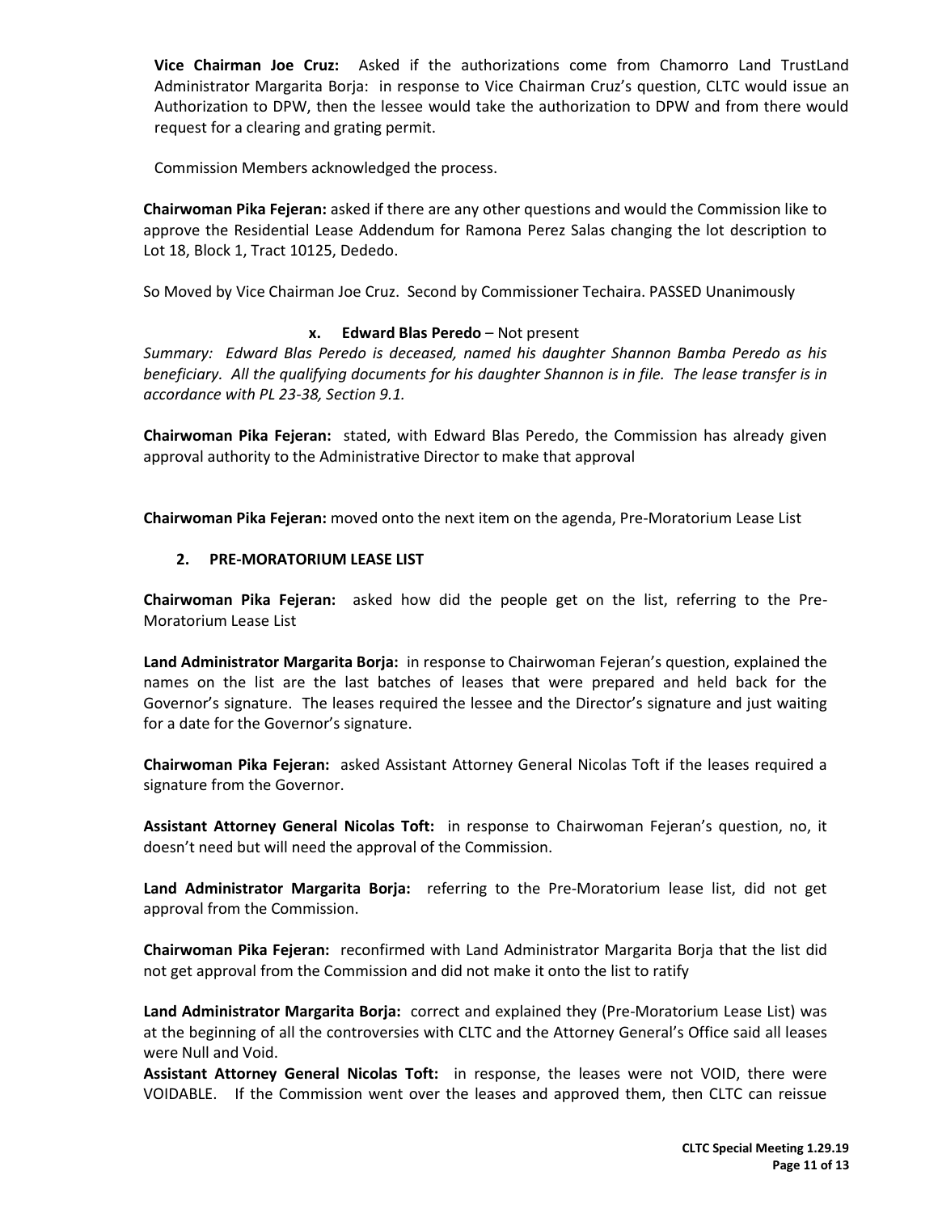**Vice Chairman Joe Cruz:** Asked if the authorizations come from Chamorro Land TrustLand Administrator Margarita Borja: in response to Vice Chairman Cruz's question, CLTC would issue an Authorization to DPW, then the lessee would take the authorization to DPW and from there would request for a clearing and grating permit.

Commission Members acknowledged the process.

**Chairwoman Pika Fejeran:** asked if there are any other questions and would the Commission like to approve the Residential Lease Addendum for Ramona Perez Salas changing the lot description to Lot 18, Block 1, Tract 10125, Dededo.

So Moved by Vice Chairman Joe Cruz. Second by Commissioner Techaira. PASSED Unanimously

**x. Edward Blas Peredo** – Not present

*Summary: Edward Blas Peredo is deceased, named his daughter Shannon Bamba Peredo as his beneficiary. All the qualifying documents for his daughter Shannon is in file. The lease transfer is in accordance with PL 23-38, Section 9.1.*

**Chairwoman Pika Fejeran:** stated, with Edward Blas Peredo, the Commission has already given approval authority to the Administrative Director to make that approval

**Chairwoman Pika Fejeran:** moved onto the next item on the agenda, Pre-Moratorium Lease List

## 2. PRE-MORATORIUM LEASE LIST

**Chairwoman Pika Fejeran:** asked how did the people get on the list, referring to the Pre-Moratorium Lease List

**Land Administrator Margarita Borja:** in response to Chairwoman Fejeran's question, explained the names on the list are the last batches of leases that were prepared and held back for the Governor's signature. The leases required the lessee and the Director's signature and just waiting for a date for the Governor's signature.

**Chairwoman Pika Fejeran:** asked Assistant Attorney General Nicolas Toft if the leases required a signature from the Governor.

**Assistant Attorney General Nicolas Toft:** in response to Chairwoman Fejeran's question, no, it doesn't need but will need the approval of the Commission.

**Land Administrator Margarita Borja:** referring to the Pre-Moratorium lease list, did not get approval from the Commission.

**Chairwoman Pika Fejeran:** reconfirmed with Land Administrator Margarita Borja that the list did not get approval from the Commission and did not make it onto the list to ratify

**Land Administrator Margarita Borja:** correct and explained they (Pre-Moratorium Lease List) was at the beginning of all the controversies with CLTC and the Attorney General's Office said all leases were Null and Void.

**Assistant Attorney General Nicolas Toft:** in response, the leases were not VOID, there were VOIDABLE. If the Commission went over the leases and approved them, then CLTC can reissue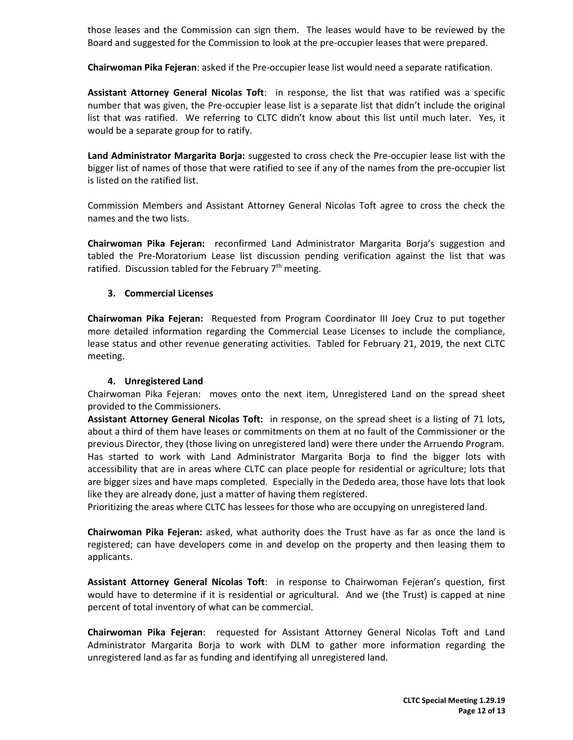those leases and the Commission can sign them. The leases would have to be reviewed by the Board and suggested for the Commission to look at the pre-occupier leases that were prepared.

**Chairwoman Pika Fejeran**: asked if the Pre-occupier lease list would need a separate ratification.

**Assistant Attorney General Nicolas Toft**: in response, the list that was ratified was a specific number that was given, the Pre-occupier lease list is a separate list that didn't include the original list that was ratified. We referring to CLTC didn't know about this list until much later. Yes, it would be a separate group for to ratify.

**Land Administrator Margarita Borja:** suggested to cross check the Pre-occupier lease list with the bigger list of names of those that were ratified to see if any of the names from the pre-occupier list is listed on the ratified list.

Commission Members and Assistant Attorney General Nicolas Toft agree to cross the check the names and the two lists.

**Chairwoman Pika Fejeran:** reconfirmed Land Administrator Margarita Borja's suggestion and tabled the Pre-Moratorium Lease list discussion pending verification against the list that was ratified. Discussion tabled for the February 7th meeting.

### 3. Commercial Licenses

**Chairwoman Pika Fejeran:** Requested from Program Coordinator III Joey Cruz to put together more detailed information regarding the Commercial Lease Licenses to include the compliance, lease status and other revenue generating activities. Tabled for February 21, 2019, the next CLTC meeting.

### 4. Unregistered Land

Chairwoman Pika Fejeran: moves onto the next item, Unregistered Land on the spread sheet provided to the Commissioners.

**Assistant Attorney General Nicolas Toft:** in response, on the spread sheet is a listing of 71 lots, about a third of them have leases or commitments on them at no fault of the Commissioner or the previous Director, they (those living on unregistered land) were there under the Arruendo Program. Has started to work with Land Administrator Margarita Borja to find the bigger lots with accessibility that are in areas where CLTC can place people for residential or agriculture; lots that are bigger sizes and have maps completed. Especially in the Dededo area, those have lots that look like they are already done, just a matter of having them registered.

Prioritizing the areas where CLTC has lessees for those who are occupying on unregistered land.

**Chairwoman Pika Fejeran:** asked, what authority does the Trust have as far as once the land is registered; can have developers come in and develop on the property and then leasing them to applicants.

**Assistant Attorney General Nicolas Toft**: in response to Chairwoman Fejeran's question, first would have to determine if it is residential or agricultural. And we (the Trust) is capped at nine percent of total inventory of what can be commercial.

**Chairwoman Pika Fejeran**: requested for Assistant Attorney General Nicolas Toft and Land Administrator Margarita Borja to work with DLM to gather more information regarding the unregistered land as far as funding and identifying all unregistered land.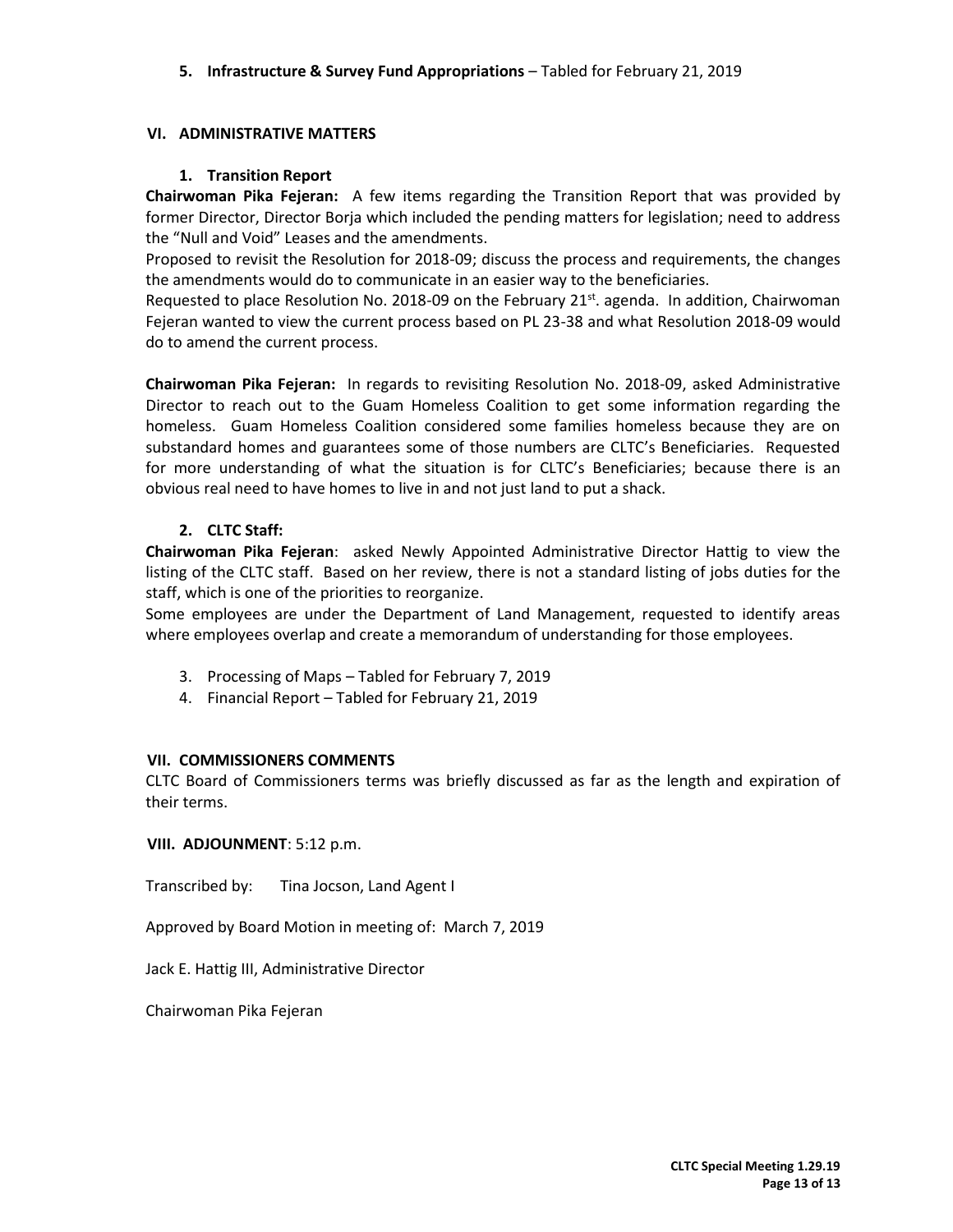5. **Infrastructure & Survey Fund Appropriations** – Tabled for February 21, 2019

## VI. ADMINISTRATIVE MATTERS

### 1. Transition Report

**Chairwoman Pika Fejeran:** A few items regarding the Transition Report that was provided by former Director, Director Borja which included the pending matters for legislation; need to address the "Null and Void" Leases and the amendments.

Proposed to revisit the Resolution for 2018-09; discuss the process and requirements, the changes the amendments would do to communicate in an easier way to the beneficiaries.

Requested to place Resolution No. 2018-09 on the February 21st. agenda. In addition, Chairwoman Fejeran wanted to view the current process based on PL 23-38 and what Resolution 2018-09 would do to amend the current process.

**Chairwoman Pika Fejeran:** In regards to revisiting Resolution No. 2018-09, asked Administrative Director to reach out to the Guam Homeless Coalition to get some information regarding the homeless. Guam Homeless Coalition considered some families homeless because they are on substandard homes and guarantees some of those numbers are CLTC's Beneficiaries. Requested for more understanding of what the situation is for CLTC's Beneficiaries; because there is an obvious real need to have homes to live in and not just land to put a shack.

### 2. CLTC Staff:

**Chairwoman Pika Fejeran**: asked Newly Appointed Administrative Director Hattig to view the listing of the CLTC staff. Based on her review, there is not a standard listing of jobs duties for the staff, which is one of the priorities to reorganize.

Some employees are under the Department of Land Management, requested to identify areas where employees overlap and create a memorandum of understanding for those employees.

3. Processing of Maps – Tabled for February 7, 2019
4. Financial Report – Tabled for February 21, 2019

## VII. COMMISSIONERS COMMENTS

CLTC Board of Commissioners terms was briefly discussed as far as the length and expiration of their terms.

**VIII. ADJOUNMENT**: 5:12 p.m.

Transcribed by: Tina Jocson, Land Agent I

Approved by Board Motion in meeting of: March 7, 2019

Jack E. Hattig III, Administrative Director

Chairwoman Pika Fejeran